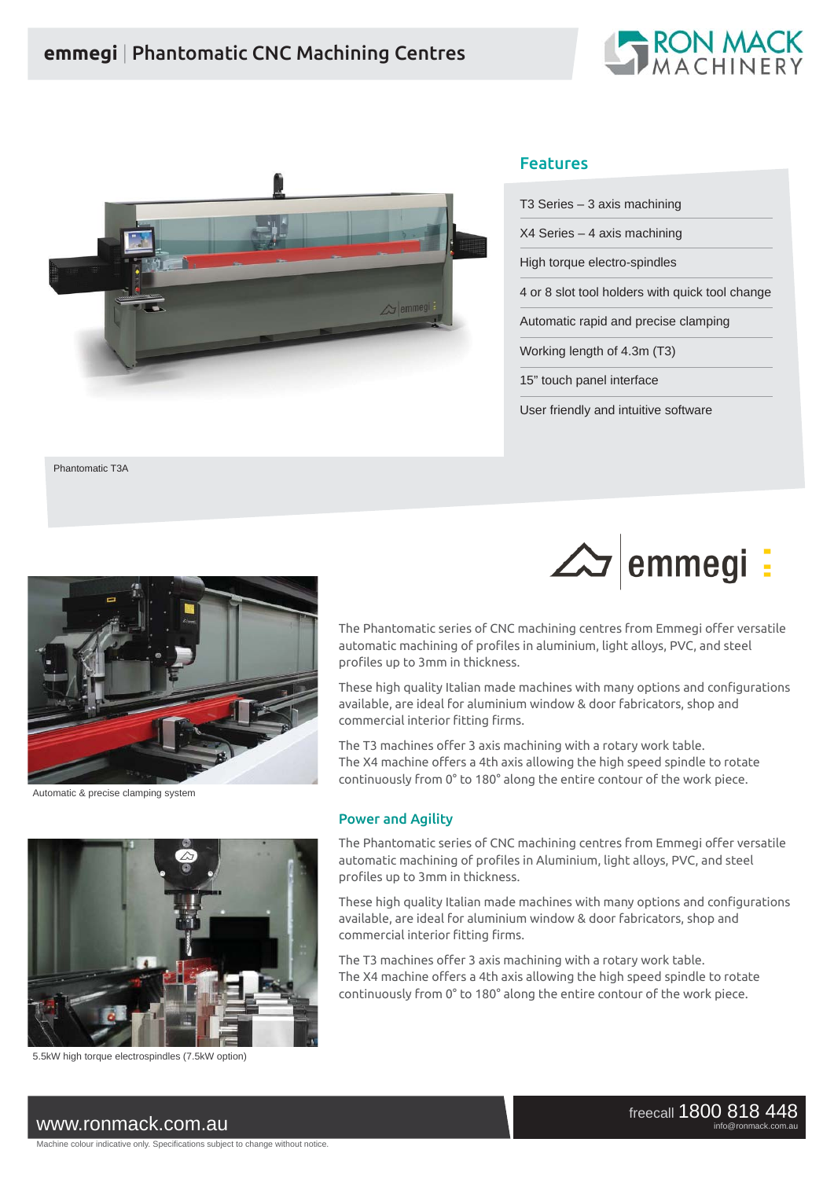# emmegi | Phantomatic CNC Machining Centres

RON MACK MACHINERY

Phantomatic T3A

## Features

- T3 Series – 3 axis machining
- X4 Series – 4 axis machining
- High torque electro-spindles
- 4 or 8 slot tool holders with quick tool change
- Automatic rapid and precise clamping
- Working length of 4.3m (T3)
- 15" touch panel interface
- User friendly and intuitive software

emmegi

Automatic & precise clamping system

The Phantomatic series of CNC machining centres from Emmegi offer versatile automatic machining of profiles in aluminium, light alloys, PVC, and steel profiles up to 3mm in thickness.

These high quality Italian made machines with many options and configurations available, are ideal for aluminium window & door fabricators, shop and commercial interior fitting firms.

The T3 machines offer 3 axis machining with a rotary work table.
The X4 machine offers a 4th axis allowing the high speed spindle to rotate continuously from 0° to 180° along the entire contour of the work piece.

## Power and Agility

The Phantomatic series of CNC machining centres from Emmegi offer versatile automatic machining of profiles in Aluminium, light alloys, PVC, and steel profiles up to 3mm in thickness.

These high quality Italian made machines with many options and configurations available, are ideal for aluminium window & door fabricators, shop and commercial interior fitting firms.

The T3 machines offer 3 axis machining with a rotary work table.
The X4 machine offers a 4th axis allowing the high speed spindle to rotate continuously from 0° to 180° along the entire contour of the work piece.

5.5kW high torque electrospindles (7.5kW option)

www.ronmack.com.au

freecall 1800 818 448
info@ronmack.com.au

Machine colour indicative only. Specifications subject to change without notice.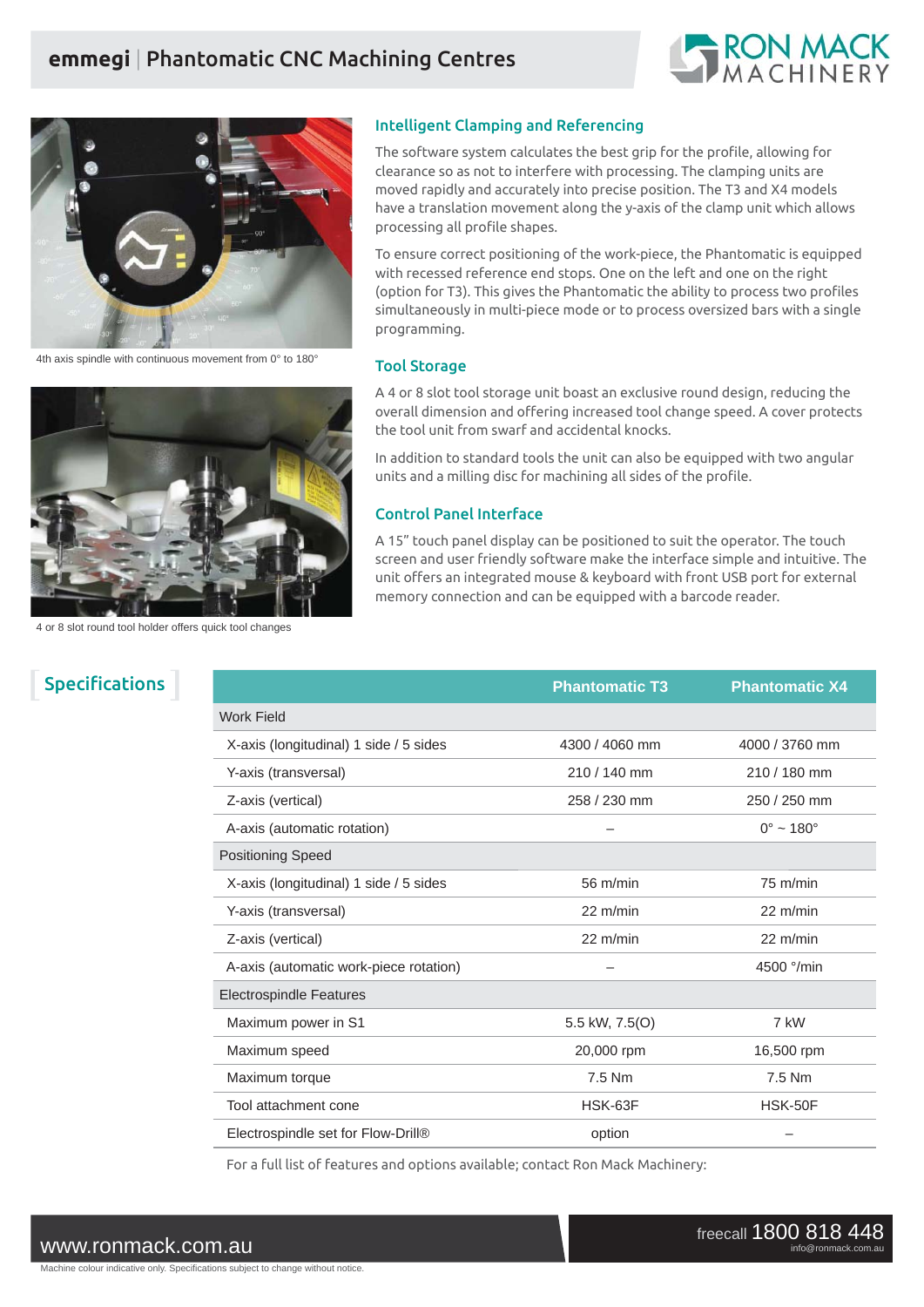# emmegi | Phantomatic CNC Machining Centres

4th axis spindle with continuous movement from 0° to 180°

4 or 8 slot round tool holder offers quick tool changes

## Intelligent Clamping and Referencing

The software system calculates the best grip for the profile, allowing for clearance so as not to interfere with processing. The clamping units are moved rapidly and accurately into precise position. The T3 and X4 models have a translation movement along the y-axis of the clamp unit which allows processing all profile shapes.

To ensure correct positioning of the work-piece, the Phantomatic is equipped with recessed reference end stops. One on the left and one on the right (option for T3). This gives the Phantomatic the ability to process two profiles simultaneously in multi-piece mode or to process oversized bars with a single programming.

## Tool Storage

A 4 or 8 slot tool storage unit boast an exclusive round design, reducing the overall dimension and offering increased tool change speed. A cover protects the tool unit from swarf and accidental knocks.

In addition to standard tools the unit can also be equipped with two angular units and a milling disc for machining all sides of the profile.

## Control Panel Interface

A 15" touch panel display can be positioned to suit the operator. The touch screen and user friendly software make the interface simple and intuitive. The unit offers an integrated mouse & keyboard with front USB port for external memory connection and can be equipped with a barcode reader.

## Specifications

| | Phantomatic T3 | Phantomatic X4 |
|---|---|---|
| **Work Field** | | |
| X-axis (longitudinal) 1 side / 5 sides | 4300 / 4060 mm | 4000 / 3760 mm |
| Y-axis (transversal) | 210 / 140 mm | 210 / 180 mm |
| Z-axis (vertical) | 258 / 230 mm | 250 / 250 mm |
| A-axis (automatic rotation) | – | 0° ~ 180° |
| **Positioning Speed** | | |
| X-axis (longitudinal) 1 side / 5 sides | 56 m/min | 75 m/min |
| Y-axis (transversal) | 22 m/min | 22 m/min |
| Z-axis (vertical) | 22 m/min | 22 m/min |
| A-axis (automatic work-piece rotation) | – | 4500 °/min |
| **Electrospindle Features** | | |
| Maximum power in S1 | 5.5 kW, 7.5(O) | 7 kW |
| Maximum speed | 20,000 rpm | 16,500 rpm |
| Maximum torque | 7.5 Nm | 7.5 Nm |
| Tool attachment cone | HSK-63F | HSK-50F |
| Electrospindle set for Flow-Drill® | option | – |

For a full list of features and options available; contact Ron Mack Machinery:

www.ronmack.com.au

freecall 1800 818 448
info@ronmack.com.au

Machine colour indicative only. Specifications subject to change without notice.